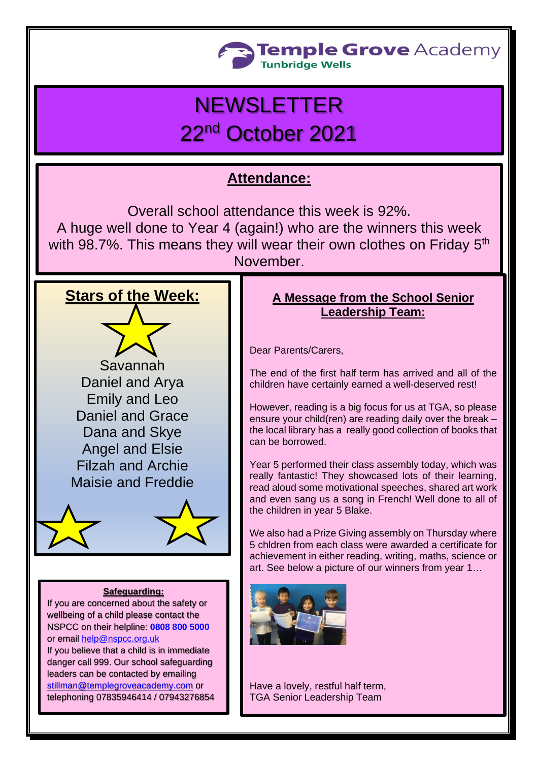Temple Grove Academy
Tunbridge Wells

# NEWSLETTER
# 22nd October 2021

## Attendance:

Overall school attendance this week is 92%.
A huge well done to Year 4 (again!) who are the winners this week with 98.7%. This means they will wear their own clothes on Friday 5th November.

## Stars of the Week:

Savannah
Daniel and Arya
Emily and Leo
Daniel and Grace
Dana and Skye
Angel and Elsie
Filzah and Archie
Maisie and Freddie

## A Message from the School Senior Leadership Team:

Dear Parents/Carers,

The end of the first half term has arrived and all of the children have certainly earned a well-deserved rest!

However, reading is a big focus for us at TGA, so please ensure your child(ren) are reading daily over the break – the local library has a really good collection of books that can be borrowed.

Year 5 performed their class assembly today, which was really fantastic! They showcased lots of their learning, read aloud some motivational speeches, shared art work and even sang us a song in French! Well done to all of the children in year 5 Blake.

We also had a Prize Giving assembly on Thursday where 5 chldren from each class were awarded a certificate for achievement in either reading, writing, maths, science or art. See below a picture of our winners from year 1…

Have a lovely, restful half term,
TGA Senior Leadership Team

### Safeguarding:

If you are concerned about the safety or wellbeing of a child please contact the NSPCC on their helpline: **0808 800 5000** or email help@nspcc.org.uk
If you believe that a child is in immediate danger call 999. Our school safeguarding leaders can be contacted by emailing stillman@templegroveacademy.com or telephoning 07835946414 / 07943276854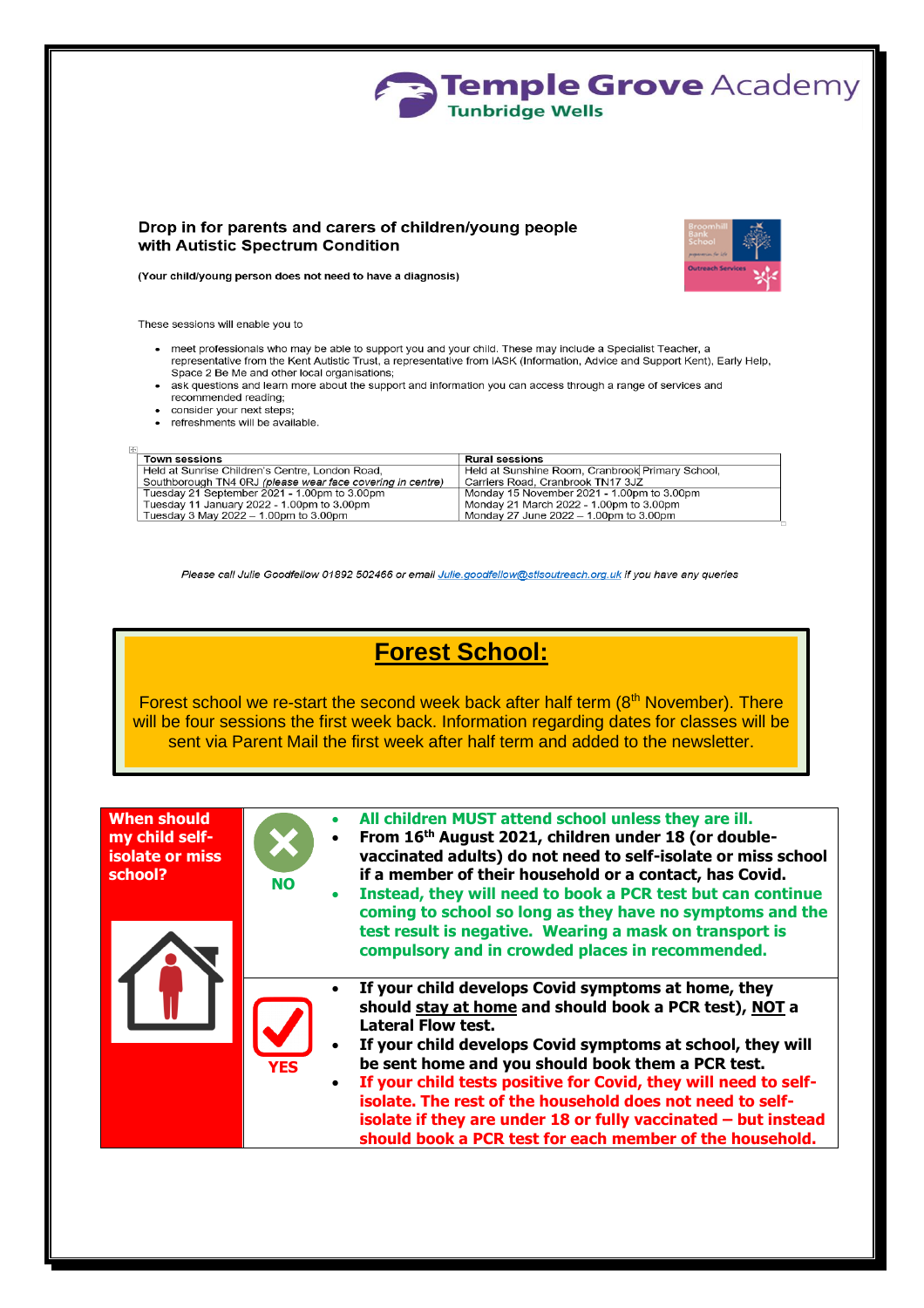Temple Grove Academy
Tunbridge Wells

**Drop in for parents and carers of children/young people with Autistic Spectrum Condition**

**(Your child/young person does not need to have a diagnosis)**

Broomhill Bank School
Outreach Services

These sessions will enable you to

- meet professionals who may be able to support you and your child. These may include a Specialist Teacher, a representative from the Kent Autistic Trust, a representative from IASK (Information, Advice and Support Kent), Early Help, Space 2 Be Me and other local organisations;
- ask questions and learn more about the support and information you can access through a range of services and recommended reading;
- consider your next steps;
- refreshments will be available.

| Town sessions | Rural sessions |
|---|---|
| Held at Sunrise Children's Centre, London Road, Southborough TN4 0RJ *(please wear face covering in centre)* | Held at Sunshine Room, Cranbrook Primary School, Carriers Road, Cranbrook TN17 3JZ |
| Tuesday 21 September 2021 - 1.00pm to 3.00pm<br>Tuesday 11 January 2022 - 1.00pm to 3.00pm<br>Tuesday 3 May 2022 – 1.00pm to 3.00pm | Monday 15 November 2021 - 1.00pm to 3.00pm<br>Monday 21 March 2022 - 1.00pm to 3.00pm<br>Monday 27 June 2022 – 1.00pm to 3.00pm |

*Please call Julie Goodfellow 01892 502466 or email Julie.goodfellow@stlsoutreach.org.uk if you have any queries*

## Forest School:

Forest school we re-start the second week back after half term (8th November). There will be four sessions the first week back. Information regarding dates for classes will be sent via Parent Mail the first week after half term and added to the newsletter.

**When should my child self-isolate or miss school?**

**NO**

- **All children MUST attend school unless they are ill.**
- **From 16th August 2021, children under 18 (or double-vaccinated adults) do not need to self-isolate or miss school if a member of their household or a contact, has Covid.**
- **Instead, they will need to book a PCR test but can continue coming to school so long as they have no symptoms and the test result is negative. Wearing a mask on transport is compulsory and in crowded places in recommended.**

**YES**

- **If your child develops Covid symptoms at home, they should stay at home and should book a PCR test), NOT a Lateral Flow test.**
- **If your child develops Covid symptoms at school, they will be sent home and you should book them a PCR test.**
- **If your child tests positive for Covid, they will need to self-isolate. The rest of the household does not need to self-isolate if they are under 18 or fully vaccinated – but instead should book a PCR test for each member of the household.**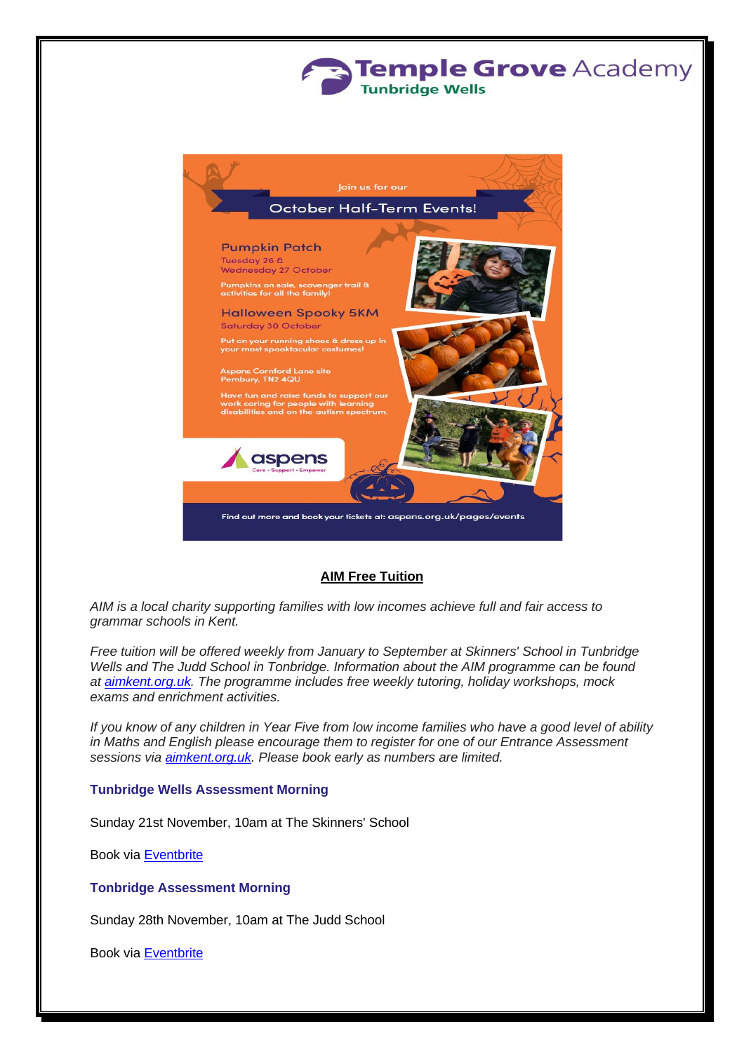Join us for our

October Half-Term Events!

Pumpkin Patch

Tuesday 26 & Wednesday 27 October

Pumpkins on sale, scavenger trail & activities for all the family!

Halloween Spooky 5KM

Saturday 30 October

Put on your running shoes & dress up in your most spooktacular costumes!

Aspens Cornford Lane site
Pembury, TN2 4QU

Have fun and raise funds to support our work caring for people with learning disabilities and on the autism spectrum.

aspens
Care • Support • Empower

Find out more and book your tickets at: aspens.org.uk/pages/events

**AIM Free Tuition**

*AIM is a local charity supporting families with low incomes achieve full and fair access to grammar schools in Kent.*

*Free tuition will be offered weekly from January to September at Skinners' School in Tunbridge Wells and The Judd School in Tonbridge. Information about the AIM programme can be found at aimkent.org.uk. The programme includes free weekly tutoring, holiday workshops, mock exams and enrichment activities.*

*If you know of any children in Year Five from low income families who have a good level of ability in Maths and English please encourage them to register for one of our Entrance Assessment sessions via aimkent.org.uk. Please book early as numbers are limited.*

**Tunbridge Wells Assessment Morning**

Sunday 21st November, 10am at The Skinners' School

Book via Eventbrite

**Tonbridge Assessment Morning**

Sunday 28th November, 10am at The Judd School

Book via Eventbrite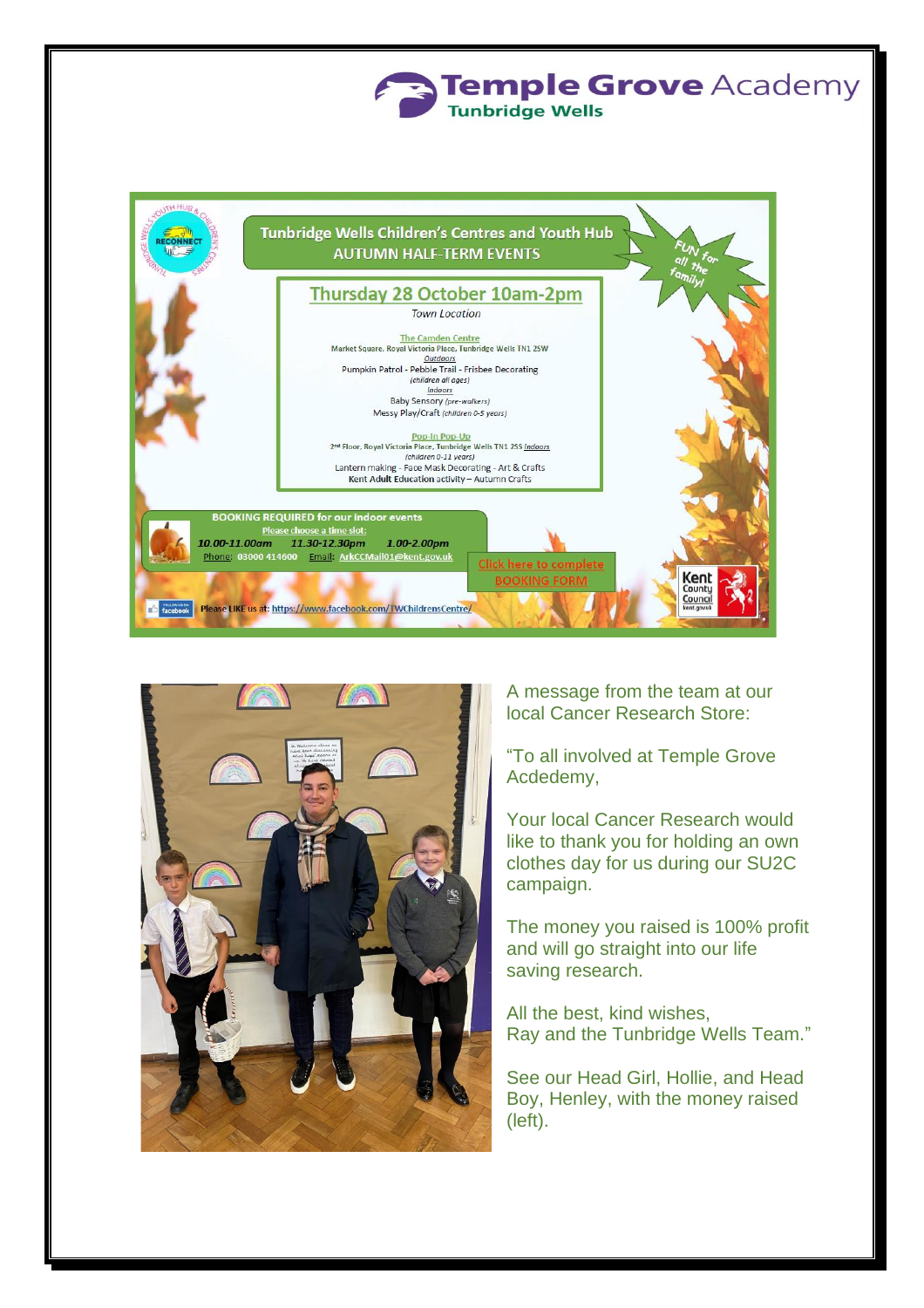Temple Grove Academy
Tunbridge Wells

## Tunbridge Wells Children's Centres and Youth Hub
## AUTUMN HALF-TERM EVENTS

FUN for all the Family!

### Thursday 28 October 10am-2pm

*Town Location*

The Camden Centre
Market Square, Royal Victoria Place, Tunbridge Wells TN1 2SW
*Outdoors*
Pumpkin Patrol - Pebble Trail - Frisbee Decorating
*(children all ages)*
*Indoors*
Baby Sensory *(pre-walkers)*
Messy Play/Craft *(children 0-5 years)*

Pop-In Pop-Up
2nd Floor, Royal Victoria Place, Tunbridge Wells TN1 2SS *Indoors*
*(children 0-11 years)*
Lantern making - Face Mask Decorating - Art & Crafts
Kent Adult Education activity – Autumn Crafts

**BOOKING REQUIRED for our indoor events**
Please choose a time slot:
*10.00-11.00am* *11.30-12.30pm* *1.00-2.00pm*
Phone: 03000 414600 Email: ArkCCMail01@kent.gov.uk

Click here to complete BOOKING FORM

Please LIKE us at: https://www.facebook.com/TWChildrensCentre/

Kent County Council

A message from the team at our local Cancer Research Store:

"To all involved at Temple Grove Acedemy,

Your local Cancer Research would like to thank you for holding an own clothes day for us during our SU2C campaign.

The money you raised is 100% profit and will go straight into our life saving research.

All the best, kind wishes,
Ray and the Tunbridge Wells Team."

See our Head Girl, Hollie, and Head Boy, Henley, with the money raised (left).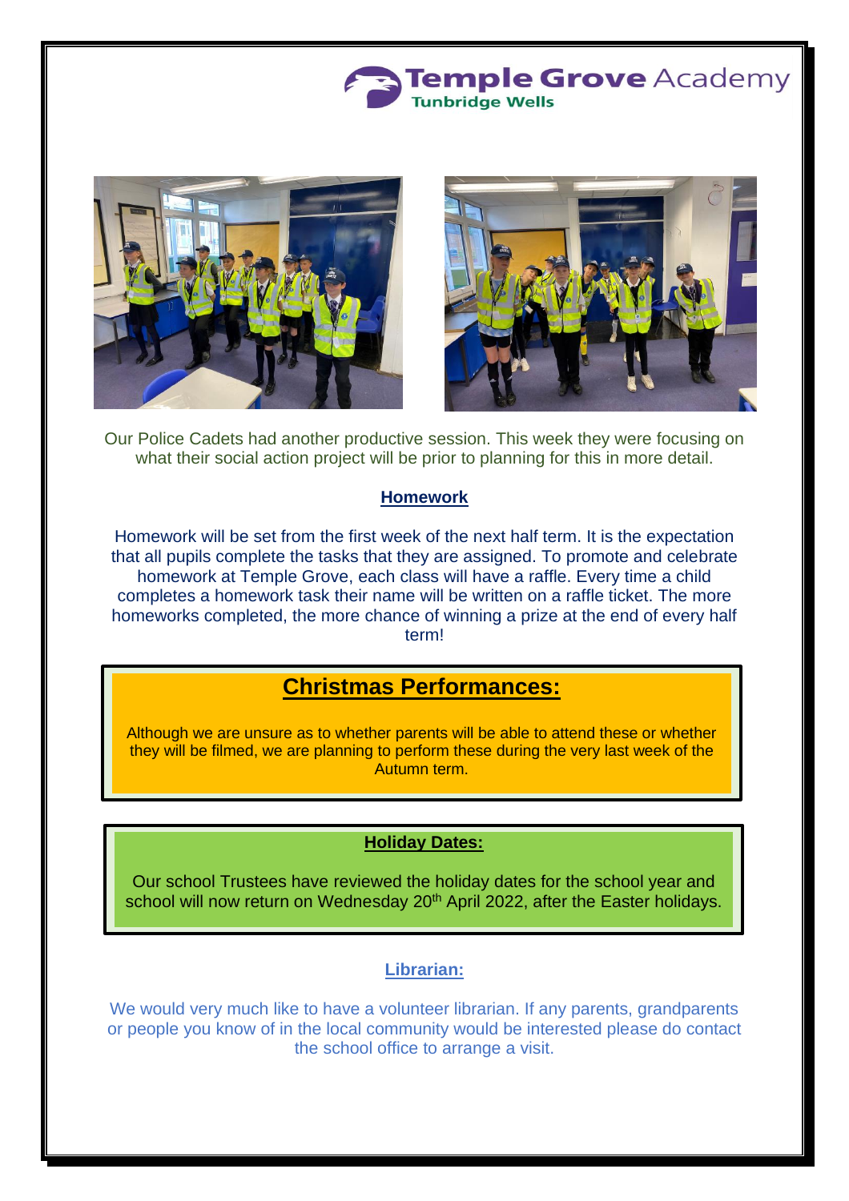Temple Grove Academy
Tunbridge Wells

Our Police Cadets had another productive session. This week they were focusing on what their social action project will be prior to planning for this in more detail.

## Homework

Homework will be set from the first week of the next half term. It is the expectation that all pupils complete the tasks that they are assigned. To promote and celebrate homework at Temple Grove, each class will have a raffle. Every time a child completes a homework task their name will be written on a raffle ticket. The more homeworks completed, the more chance of winning a prize at the end of every half term!

## Christmas Performances:

Although we are unsure as to whether parents will be able to attend these or whether they will be filmed, we are planning to perform these during the very last week of the Autumn term.

## Holiday Dates:

Our school Trustees have reviewed the holiday dates for the school year and school will now return on Wednesday 20th April 2022, after the Easter holidays.

## Librarian:

We would very much like to have a volunteer librarian. If any parents, grandparents or people you know of in the local community would be interested please do contact the school office to arrange a visit.